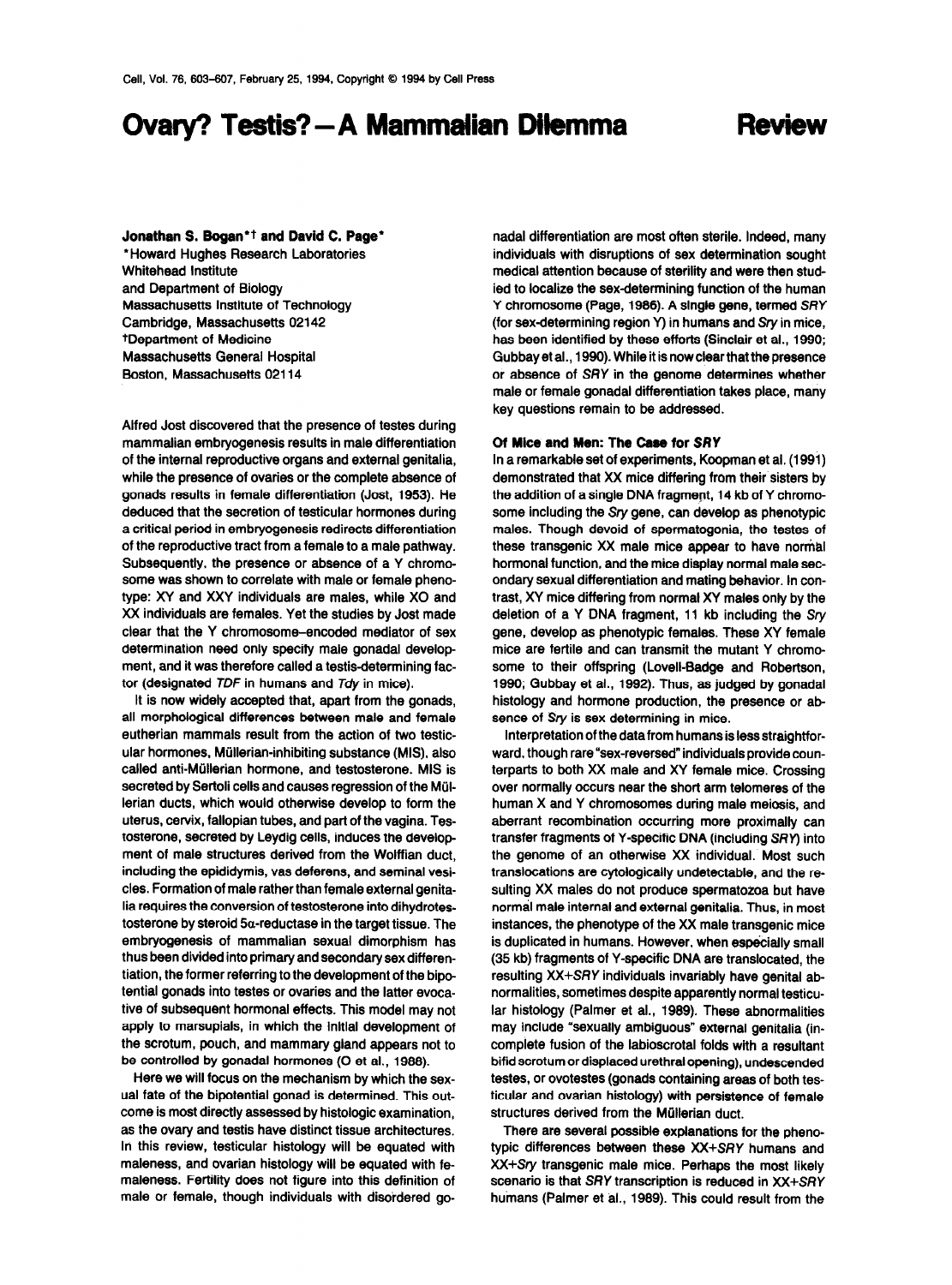# Ovary? Testis? — A Mammalian Dilemma

**Review**

**Jonathan S. Bogan\*† and David C. Page\***

\*Howard Hughes Research Laboratories
Whitehead Institute
and Department of Biology
Massachusetts Institute of Technology
Cambridge, Massachusetts 02142
†Department of Medicine
Massachusetts General Hospital
Boston, Massachusetts 02114

Alfred Jost discovered that the presence of testes during mammalian embryogenesis results in male differentiation of the internal reproductive organs and external genitalia, while the presence of ovaries or the complete absence of gonads results in female differentiation (Jost, 1953). He deduced that the secretion of testicular hormones during a critical period in embryogenesis redirects differentiation of the reproductive tract from a female to a male pathway. Subsequently, the presence or absence of a Y chromosome was shown to correlate with male or female phenotype: XY and XXY individuals are males, while XO and XX individuals are females. Yet the studies by Jost made clear that the Y chromosome–encoded mediator of sex determination need only specify male gonadal development, and it was therefore called a testis-determining factor (designated *TDF* in humans and *Tdy* in mice).

It is now widely accepted that, apart from the gonads, all morphological differences between male and female eutherian mammals result from the action of two testicular hormones, Müllerian-inhibiting substance (MIS), also called anti-Müllerian hormone, and testosterone. MIS is secreted by Sertoli cells and causes regression of the Müllerian ducts, which would otherwise develop to form the uterus, cervix, fallopian tubes, and part of the vagina. Testosterone, secreted by Leydig cells, induces the development of male structures derived from the Wolffian duct, including the epididymis, vas deferens, and seminal vesicles. Formation of male rather than female external genitalia requires the conversion of testosterone into dihydrotestosterone by steroid 5α-reductase in the target tissue. The embryogenesis of mammalian sexual dimorphism has thus been divided into primary and secondary sex differentiation, the former referring to the development of the bipotential gonads into testes or ovaries and the latter evocative of subsequent hormonal effects. This model may not apply to marsupials, in which the initial development of the scrotum, pouch, and mammary gland appears not to be controlled by gonadal hormones (O et al., 1988).

Here we will focus on the mechanism by which the sexual fate of the bipotential gonad is determined. This outcome is most directly assessed by histologic examination, as the ovary and testis have distinct tissue architectures. In this review, testicular histology will be equated with maleness, and ovarian histology will be equated with femaleness. Fertility does not figure into this definition of male or female, though individuals with disordered gonadal differentiation are most often sterile. Indeed, many individuals with disruptions of sex determination sought medical attention because of sterility and were then studied to localize the sex-determining function of the human Y chromosome (Page, 1986). A single gene, termed *SRY* (for sex-determining region Y) in humans and *Sry* in mice, has been identified by these efforts (Sinclair et al., 1990; Gubbay et al., 1990). While it is now clear that the presence or absence of *SRY* in the genome determines whether male or female gonadal differentiation takes place, many key questions remain to be addressed.

## Of Mice and Men: The Case for *SRY*

In a remarkable set of experiments, Koopman et al. (1991) demonstrated that XX mice differing from their sisters by the addition of a single DNA fragment, 14 kb of Y chromosome including the *Sry* gene, can develop as phenotypic males. Though devoid of spermatogonia, the testes of these transgenic XX male mice appear to have normal hormonal function, and the mice display normal male secondary sexual differentiation and mating behavior. In contrast, XY mice differing from normal XY males only by the deletion of a Y DNA fragment, 11 kb including the *Sry* gene, develop as phenotypic females. These XY female mice are fertile and can transmit the mutant Y chromosome to their offspring (Lovell-Badge and Robertson, 1990; Gubbay et al., 1992). Thus, as judged by gonadal histology and hormone production, the presence or absence of *Sry* is sex determining in mice.

Interpretation of the data from humans is less straightforward, though rare "sex-reversed" individuals provide counterparts to both XX male and XY female mice. Crossing over normally occurs near the short arm telomeres of the human X and Y chromosomes during male meiosis, and aberrant recombination occurring more proximally can transfer fragments of Y-specific DNA (including *SRY*) into the genome of an otherwise XX individual. Most such translocations are cytologically undetectable, and the resulting XX males do not produce spermatozoa but have normal male internal and external genitalia. Thus, in most instances, the phenotype of the XX male transgenic mice is duplicated in humans. However, when especially small (35 kb) fragments of Y-specific DNA are translocated, the resulting XX+*SRY* individuals invariably have genital abnormalities, sometimes despite apparently normal testicular histology (Palmer et al., 1989). These abnormalities may include "sexually ambiguous" external genitalia (incomplete fusion of the labioscrotal folds with a resultant bifid scrotum or displaced urethral opening), undescended testes, or ovotestes (gonads containing areas of both testicular and ovarian histology) with persistence of female structures derived from the Müllerian duct.

There are several possible explanations for the phenotypic differences between these XX+*SRY* humans and XX+*Sry* transgenic male mice. Perhaps the most likely scenario is that *SRY* transcription is reduced in XX+*SRY* humans (Palmer et al., 1989). This could result from the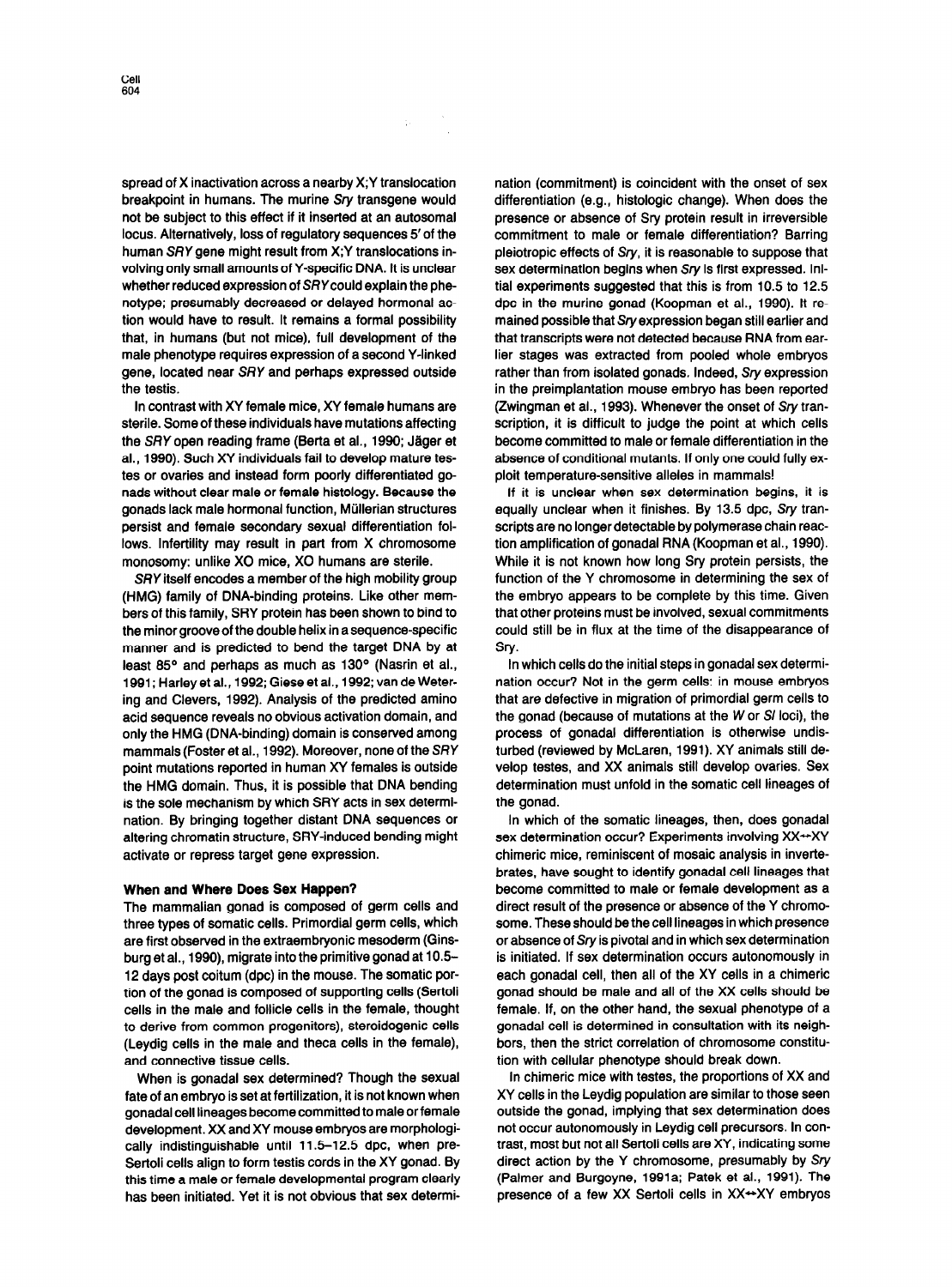spread of X inactivation across a nearby X;Y translocation breakpoint in humans. The murine *Sry* transgene would not be subject to this effect if it inserted at an autosomal locus. Alternatively, loss of regulatory sequences 5′ of the human *SRY* gene might result from X;Y translocations involving only small amounts of Y-specific DNA. It is unclear whether reduced expression of *SRY* could explain the phenotype; presumably decreased or delayed hormonal action would have to result. It remains a formal possibility that, in humans (but not mice), full development of the male phenotype requires expression of a second Y-linked gene, located near *SRY* and perhaps expressed outside the testis.

In contrast with XY female mice, XY female humans are sterile. Some of these individuals have mutations affecting the *SRY* open reading frame (Berta et al., 1990; Jäger et al., 1990). Such XY individuals fail to develop mature testes or ovaries and instead form poorly differentiated gonads without clear male or female histology. Because the gonads lack male hormonal function, Müllerian structures persist and female secondary sexual differentiation follows. Infertility may result in part from X chromosome monosomy: unlike XO mice, XO humans are sterile.

*SRY* itself encodes a member of the high mobility group (HMG) family of DNA-binding proteins. Like other members of this family, SRY protein has been shown to bind to the minor groove of the double helix in a sequence-specific manner and is predicted to bend the target DNA by at least 85° and perhaps as much as 130° (Nasrin et al., 1991; Harley et al., 1992; Giese et al., 1992; van de Wetering and Clevers, 1992). Analysis of the predicted amino acid sequence reveals no obvious activation domain, and only the HMG (DNA-binding) domain is conserved among mammals (Foster et al., 1992). Moreover, none of the *SRY* point mutations reported in human XY females is outside the HMG domain. Thus, it is possible that DNA bending is the sole mechanism by which SRY acts in sex determination. By bringing together distant DNA sequences or altering chromatin structure, SRY-induced bending might activate or repress target gene expression.

## When and Where Does Sex Happen?

The mammalian gonad is composed of germ cells and three types of somatic cells. Primordial germ cells, which are first observed in the extraembryonic mesoderm (Ginsburg et al., 1990), migrate into the primitive gonad at 10.5–12 days post coitum (dpc) in the mouse. The somatic portion of the gonad is composed of supporting cells (Sertoli cells in the male and follicle cells in the female, thought to derive from common progenitors), steroidogenic cells (Leydig cells in the male and theca cells in the female), and connective tissue cells.

When is gonadal sex determined? Though the sexual fate of an embryo is set at fertilization, it is not known when gonadal cell lineages become committed to male or female development. XX and XY mouse embryos are morphologically indistinguishable until 11.5–12.5 dpc, when pre-Sertoli cells align to form testis cords in the XY gonad. By this time a male or female developmental program clearly has been initiated. Yet it is not obvious that sex determination (commitment) is coincident with the onset of sex differentiation (e.g., histologic change). When does the presence or absence of Sry protein result in irreversible commitment to male or female differentiation? Barring pleiotropic effects of *Sry*, it is reasonable to suppose that sex determination begins when *Sry* is first expressed. Initial experiments suggested that this is from 10.5 to 12.5 dpc in the murine gonad (Koopman et al., 1990). It remained possible that *Sry* expression began still earlier and that transcripts were not detected because RNA from earlier stages was extracted from pooled whole embryos rather than from isolated gonads. Indeed, *Sry* expression in the preimplantation mouse embryo has been reported (Zwingman et al., 1993). Whenever the onset of *Sry* transcription, it is difficult to judge the point at which cells become committed to male or female differentiation in the absence of conditional mutants. If only one could fully exploit temperature-sensitive alleles in mammals!

If it is unclear when sex determination begins, it is equally unclear when it finishes. By 13.5 dpc, *Sry* transcripts are no longer detectable by polymerase chain reaction amplification of gonadal RNA (Koopman et al., 1990). While it is not known how long Sry protein persists, the function of the Y chromosome in determining the sex of the embryo appears to be complete by this time. Given that other proteins must be involved, sexual commitments could still be in flux at the time of the disappearance of Sry.

In which cells do the initial steps in gonadal sex determination occur? Not in the germ cells: in mouse embryos that are defective in migration of primordial germ cells to the gonad (because of mutations at the *W* or *Sl* loci), the process of gonadal differentiation is otherwise undisturbed (reviewed by McLaren, 1991). XY animals still develop testes, and XX animals still develop ovaries. Sex determination must unfold in the somatic cell lineages of the gonad.

In which of the somatic lineages, then, does gonadal sex determination occur? Experiments involving XX↔XY chimeric mice, reminiscent of mosaic analysis in invertebrates, have sought to identify gonadal cell lineages that become committed to male or female development as a direct result of the presence or absence of the Y chromosome. These should be the cell lineages in which presence or absence of *Sry* is pivotal and in which sex determination is initiated. If sex determination occurs autonomously in each gonadal cell, then all of the XY cells in a chimeric gonad should be male and all of the XX cells should be female. If, on the other hand, the sexual phenotype of a gonadal cell is determined in consultation with its neighbors, then the strict correlation of chromosome constitution with cellular phenotype should break down.

In chimeric mice with testes, the proportions of XX and XY cells in the Leydig population are similar to those seen outside the gonad, implying that sex determination does not occur autonomously in Leydig cell precursors. In contrast, most but not all Sertoli cells are XY, indicating some direct action by the Y chromosome, presumably by *Sry* (Palmer and Burgoyne, 1991a; Patek et al., 1991). The presence of a few XX Sertoli cells in XX↔XY embryos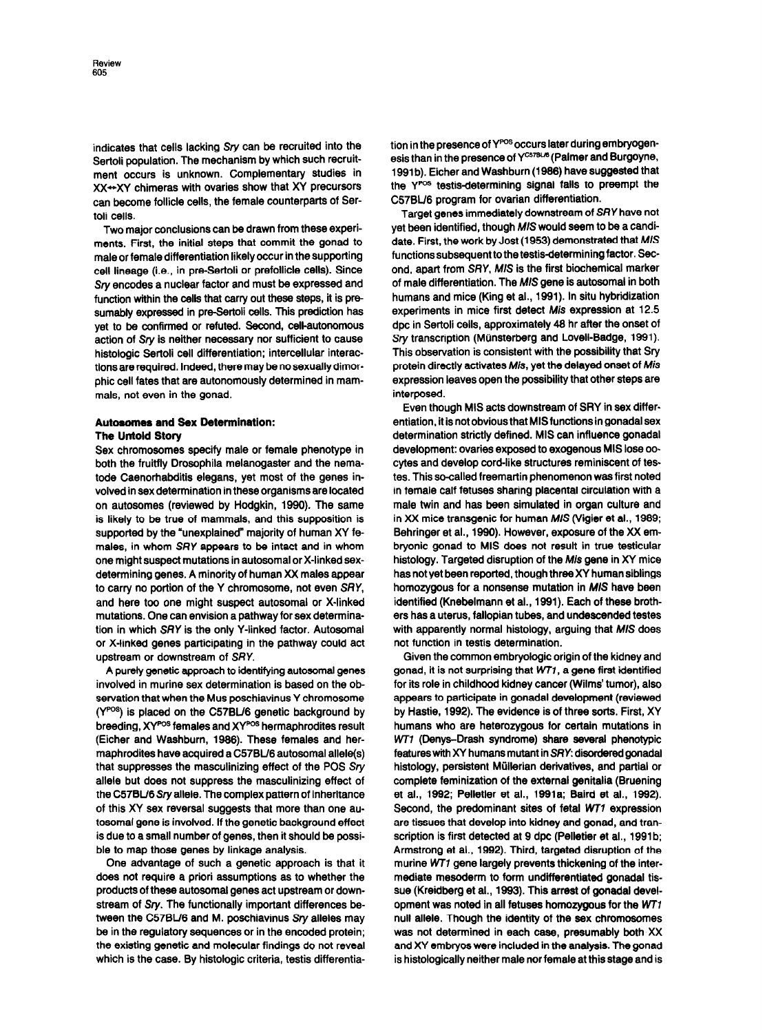indicates that cells lacking *Sry* can be recruited into the Sertoli population. The mechanism by which such recruitment occurs is unknown. Complementary studies in XX↔XY chimeras with ovaries show that XY precursors can become follicle cells, the female counterparts of Sertoli cells.

Two major conclusions can be drawn from these experiments. First, the initial steps that commit the gonad to male or female differentiation likely occur in the supporting cell lineage (i.e., in pre-Sertoli or prefollicle cells). Since *Sry* encodes a nuclear factor and must be expressed and function within the cells that carry out these steps, it is presumably expressed in pre-Sertoli cells. This prediction has yet to be confirmed or refuted. Second, cell-autonomous action of *Sry* is neither necessary nor sufficient to cause histologic Sertoli cell differentiation; intercellular interactions are required. Indeed, there may be no sexually dimorphic cell fates that are autonomously determined in mammals, not even in the gonad.

## Autosomes and Sex Determination: The Untold Story

Sex chromosomes specify male or female phenotype in both the fruitfly Drosophila melanogaster and the nematode Caenorhabditis elegans, yet most of the genes involved in sex determination in these organisms are located on autosomes (reviewed by Hodgkin, 1990). The same is likely to be true of mammals, and this supposition is supported by the "unexplained" majority of human XY females, in whom *SRY* appears to be intact and in whom one might suspect mutations in autosomal or X-linked sex-determining genes. A minority of human XX males appear to carry no portion of the Y chromosome, not even *SRY*, and here too one might suspect autosomal or X-linked mutations. One can envision a pathway for sex determination in which *SRY* is the only Y-linked factor. Autosomal or X-linked genes participating in the pathway could act upstream or downstream of *SRY*.

A purely genetic approach to identifying autosomal genes involved in murine sex determination is based on the observation that when the Mus poschiavinus Y chromosome ($Y^{POS}$) is placed on the C57BL/6 genetic background by breeding, $XY^{POS}$ females and $XY^{POS}$ hermaphrodites result (Eicher and Washburn, 1986). These females and hermaphrodites have acquired a C57BL/6 autosomal allele(s) that suppresses the masculinizing effect of the POS *Sry* allele but does not suppress the masculinizing effect of the C57BL/6 *Sry* allele. The complex pattern of inheritance of this XY sex reversal suggests that more than one autosomal gene is involved. If the genetic background effect is due to a small number of genes, then it should be possible to map those genes by linkage analysis.

One advantage of such a genetic approach is that it does not require a priori assumptions as to whether the products of these autosomal genes act upstream or downstream of *Sry*. The functionally important differences between the C57BL/6 and M. poschiavinus *Sry* alleles may be in the regulatory sequences or in the encoded protein; the existing genetic and molecular findings do not reveal which is the case. By histologic criteria, testis differentiation in the presence of $Y^{POS}$ occurs later during embryogenesis than in the presence of $Y^{C57BL/6}$ (Palmer and Burgoyne, 1991b). Eicher and Washburn (1986) have suggested that the $Y^{POS}$ testis-determining signal fails to preempt the C57BL/6 program for ovarian differentiation.

Target genes immediately downstream of *SRY* have not yet been identified, though *MIS* would seem to be a candidate. First, the work by Jost (1953) demonstrated that *MIS* functions subsequent to the testis-determining factor. Second, apart from *SRY*, *MIS* is the first biochemical marker of male differentiation. The *MIS* gene is autosomal in both humans and mice (King et al., 1991). In situ hybridization experiments in mice first detect *Mis* expression at 12.5 dpc in Sertoli cells, approximately 48 hr after the onset of *Sry* transcription (Münsterberg and Lovell-Badge, 1991). This observation is consistent with the possibility that Sry protein directly activates *Mis*, yet the delayed onset of *Mis* expression leaves open the possibility that other steps are interposed.

Even though MIS acts downstream of SRY in sex differentiation, it is not obvious that MIS functions in gonadal sex determination strictly defined. MIS can influence gonadal development: ovaries exposed to exogenous MIS lose oocytes and develop cord-like structures reminiscent of testes. This so-called freemartin phenomenon was first noted in female calf fetuses sharing placental circulation with a male twin and has been simulated in organ culture and in XX mice transgenic for human *MIS* (Vigier et al., 1989; Behringer et al., 1990). However, exposure of the XX embryonic gonad to MIS does not result in true testicular histology. Targeted disruption of the *Mis* gene in XY mice has not yet been reported, though three XY human siblings homozygous for a nonsense mutation in *MIS* have been identified (Knebelmann et al., 1991). Each of these brothers has a uterus, fallopian tubes, and undescended testes with apparently normal histology, arguing that *MIS* does not function in testis determination.

Given the common embryologic origin of the kidney and gonad, it is not surprising that *WT1*, a gene first identified for its role in childhood kidney cancer (Wilms' tumor), also appears to participate in gonadal development (reviewed by Hastie, 1992). The evidence is of three sorts. First, XY humans who are heterozygous for certain mutations in *WT1* (Denys–Drash syndrome) share several phenotypic features with XY humans mutant in *SRY*: disordered gonadal histology, persistent Müllerian derivatives, and partial or complete feminization of the external genitalia (Bruening et al., 1992; Pelletier et al., 1991a; Baird et al., 1992). Second, the predominant sites of fetal *WT1* expression are tissues that develop into kidney and gonad, and transcription is first detected at 9 dpc (Pelletier et al., 1991b; Armstrong et al., 1992). Third, targeted disruption of the murine *WT1* gene largely prevents thickening of the intermediate mesoderm to form undifferentiated gonadal tissue (Kreidberg et al., 1993). This arrest of gonadal development was noted in all fetuses homozygous for the *WT1* null allele. Though the identity of the sex chromosomes was not determined in each case, presumably both XX and XY embryos were included in the analysis. The gonad is histologically neither male nor female at this stage and is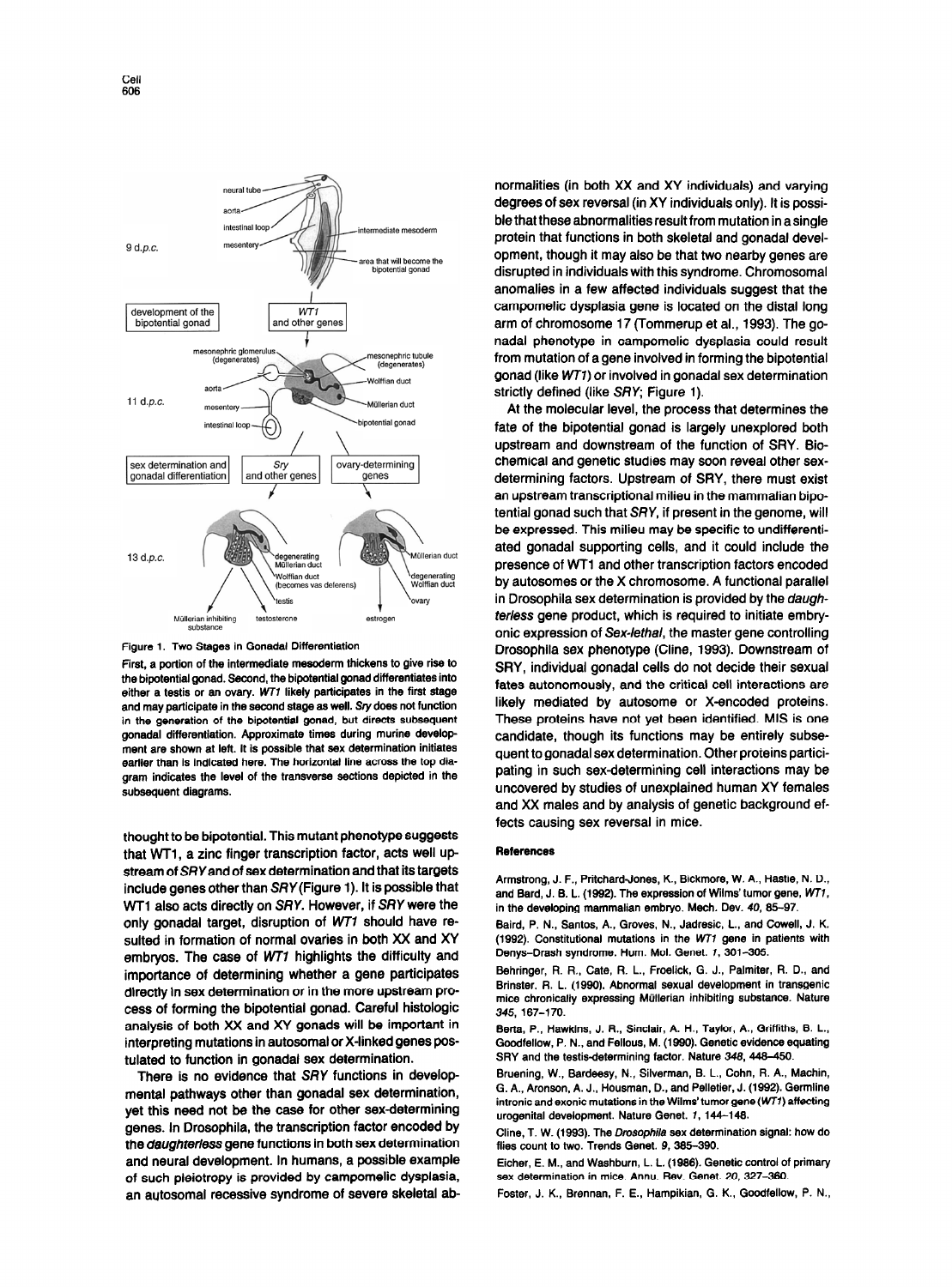Figure 1. Two Stages in Gonadal Differentiation

First, a portion of the intermediate mesoderm thickens to give rise to the bipotential gonad. Second, the bipotential gonad differentiates into either a testis or an ovary. *WT1* likely participates in the first stage and may participate in the second stage as well. *Sry* does not function in the generation of the bipotential gonad, but directs subsequent gonadal differentiation. Approximate times during murine development are shown at left. It is possible that sex determination initiates earlier than is indicated here. The horizontal line across the top diagram indicates the level of the transverse sections depicted in the subsequent diagrams.

thought to be bipotential. This mutant phenotype suggests that WT1, a zinc finger transcription factor, acts well upstream of *SRY* and of sex determination and that its targets include genes other than *SRY* (Figure 1). It is possible that WT1 also acts directly on *SRY*. However, if *SRY* were the only gonadal target, disruption of *WT1* should have resulted in formation of normal ovaries in both XX and XY embryos. The case of *WT1* highlights the difficulty and importance of determining whether a gene participates directly in sex determination or in the more upstream process of forming the bipotential gonad. Careful histologic analysis of both XX and XY gonads will be important in interpreting mutations in autosomal or X-linked genes postulated to function in gonadal sex determination.

There is no evidence that *SRY* functions in developmental pathways other than gonadal sex determination, yet this need not be the case for other sex-determining genes. In Drosophila, the transcription factor encoded by the *daughterless* gene functions in both sex determination and neural development. In humans, a possible example of such pleiotropy is provided by campomelic dysplasia, an autosomal recessive syndrome of severe skeletal abnormalities (in both XX and XY individuals) and varying degrees of sex reversal (in XY individuals only). It is possible that these abnormalities result from mutation in a single protein that functions in both skeletal and gonadal development, though it may also be that two nearby genes are disrupted in individuals with this syndrome. Chromosomal anomalies in a few affected individuals suggest that the campomelic dysplasia gene is located on the distal long arm of chromosome 17 (Tommerup et al., 1993). The gonadal phenotype in campomelic dysplasia could result from mutation of a gene involved in forming the bipotential gonad (like *WT1*) or involved in gonadal sex determination strictly defined (like *SRY*; Figure 1).

At the molecular level, the process that determines the fate of the bipotential gonad is largely unexplored both upstream and downstream of the function of SRY. Biochemical and genetic studies may soon reveal other sex-determining factors. Upstream of SRY, there must exist an upstream transcriptional milieu in the mammalian bipotential gonad such that *SRY*, if present in the genome, will be expressed. This milieu may be specific to undifferentiated gonadal supporting cells, and it could include the presence of WT1 and other transcription factors encoded by autosomes or the X chromosome. A functional parallel in Drosophila sex determination is provided by the *daughterless* gene product, which is required to initiate embryonic expression of *Sex-lethal*, the master gene controlling Drosophila sex phenotype (Cline, 1993). Downstream of SRY, individual gonadal cells do not decide their sexual fates autonomously, and the critical cell interactions are likely mediated by autosome or X-encoded proteins. These proteins have not yet been identified. MIS is one candidate, though its functions may be entirely subsequent to gonadal sex determination. Other proteins participating in such sex-determining cell interactions may be uncovered by studies of unexplained human XY females and XX males and by analysis of genetic background effects causing sex reversal in mice.

## References

Armstrong, J. F., Pritchard-Jones, K., Bickmore, W. A., Hastie, N. D., and Bard, J. B. L. (1992). The expression of Wilms' tumor gene, *WT1*, in the developing mammalian embryo. Mech. Dev. *40*, 85–97.

Baird, P. N., Santos, A., Groves, N., Jadresic, L., and Cowell, J. K. (1992). Constitutional mutations in the *WT1* gene in patients with Denys-Drash syndrome. Hum. Mol. Genet. *1*, 301–305.

Behringer, R. R., Cate, R. L., Froelick, G. J., Palmiter, R. D., and Brinster, R. L. (1990). Abnormal sexual development in transgenic mice chronically expressing Müllerian inhibiting substance. Nature *345*, 167–170.

Berta, P., Hawkins, J. R., Sinclair, A. H., Taylor, A., Griffiths, B. L., Goodfellow, P. N., and Fellous, M. (1990). Genetic evidence equating SRY and the testis-determining factor. Nature *348*, 448–450.

Bruening, W., Bardeesy, N., Silverman, B. L., Cohn, R. A., Machin, G. A., Aronson, A. J., Housman, D., and Pelletier, J. (1992). Germline intronic and exonic mutations in the Wilms' tumor gene (*WT1*) affecting urogenital development. Nature Genet. *1*, 144–148.

Cline, T. W. (1993). The *Drosophila* sex determination signal: how do flies count to two. Trends Genet. *9*, 385–390.

Eicher, E. M., and Washburn, L. L. (1986). Genetic control of primary sex determination in mice. Annu. Rev. Genet. *20*, 327–360.

Foster, J. K., Brennan, F. E., Hampikian, G. K., Goodfellow, P. N.,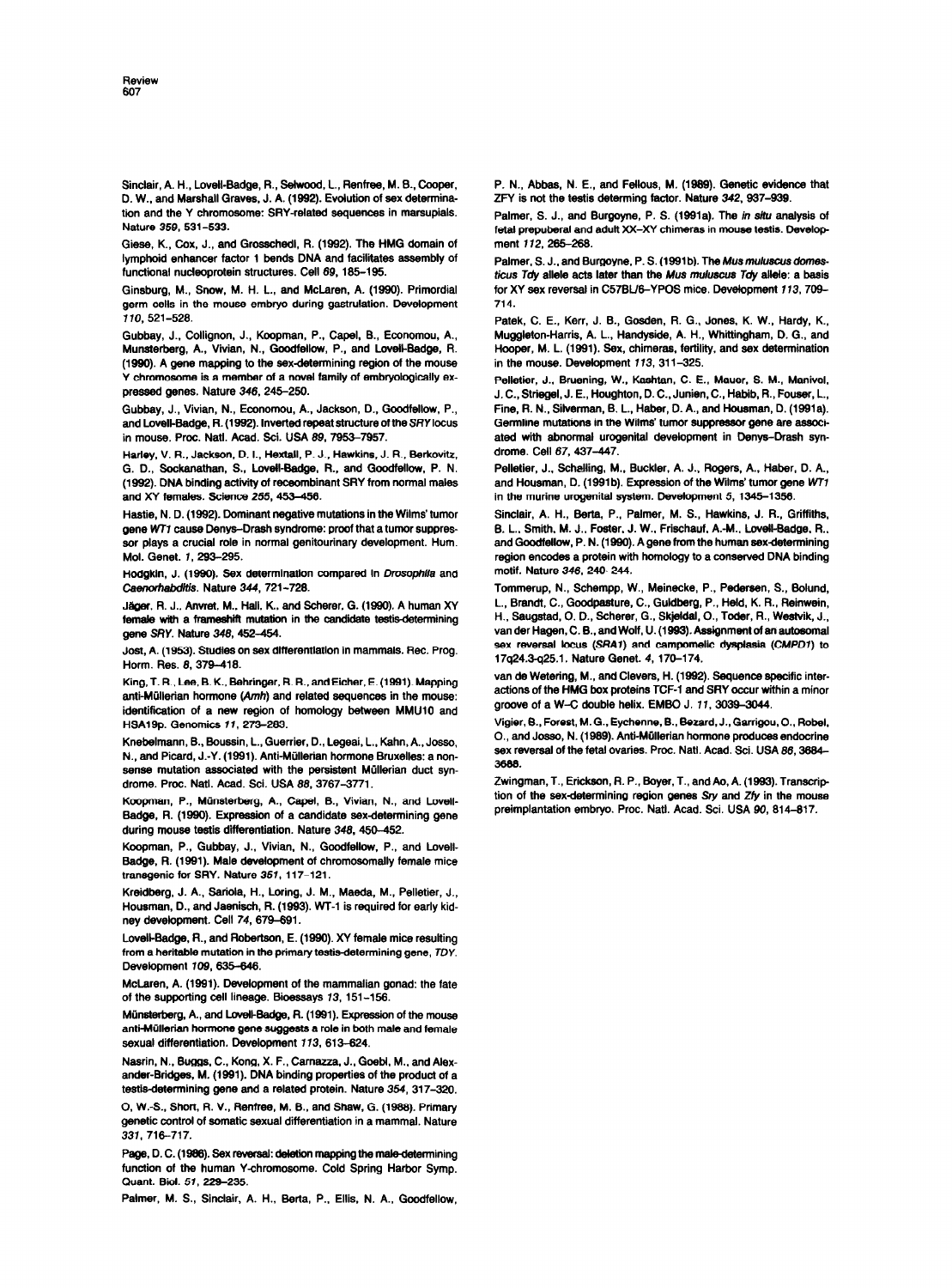Sinclair, A. H., Lovell-Badge, R., Selwood, L., Renfree, M. B., Cooper, D. W., and Marshall Graves, J. A. (1992). Evolution of sex determination and the Y chromosome: SRY-related sequences in marsupials. Nature *359*, 531–533.

Giese, K., Cox, J., and Grosschedl, R. (1992). The HMG domain of lymphoid enhancer factor 1 bends DNA and facilitates assembly of functional nucleoprotein structures. Cell *69*, 185–195.

Ginsburg, M., Snow, M. H. L., and McLaren, A. (1990). Primordial germ cells in the mouse embryo during gastrulation. Development *110*, 521–528.

Gubbay, J., Collignon, J., Koopman, P., Capel, B., Economou, A., Munsterberg, A., Vivian, N., Goodfellow, P., and Lovell-Badge, R. (1990). A gene mapping to the sex-determining region of the mouse Y chromosome is a member of a novel family of embryologically expressed genes. Nature *346*, 245–250.

Gubbay, J., Vivian, N., Economou, A., Jackson, D., Goodfellow, P., and Lovell-Badge, R. (1992). Inverted repeat structure of the *SRY* locus in mouse. Proc. Natl. Acad. Sci. USA *89*, 7953–7957.

Harley, V. R., Jackson, D. I., Hextall, P. J., Hawkins, J. R., Berkovitz, G. D., Sockanathan, S., Lovell-Badge, R., and Goodfellow, P. N. (1992). DNA binding activity of recombinant SRY from normal males and XY females. Science *255*, 453–456.

Hastie, N. D. (1992). Dominant negative mutations in the Wilms' tumor gene *WT1* cause Denys–Drash syndrome: proof that a tumor suppressor plays a crucial role in normal genitourinary development. Hum. Mol. Genet. *1*, 293–295.

Hodgkin, J. (1990). Sex determination compared in *Drosophila* and *Caenorhabditis*. Nature *344*, 721–728.

Jäger, R. J., Anvret, M., Hall, K., and Scherer, G. (1990). A human XY female with a frameshift mutation in the candidate testis-determining gene *SRY*. Nature *348*, 452–454.

Jost, A. (1953). Studies on sex differentiation in mammals. Rec. Prog. Horm. Res. *8*, 379–418.

King, T. R., Lee, B. K., Behringer, R. R., and Eicher, E. (1991). Mapping anti-Müllerian hormone (*Amh*) and related sequences in the mouse: identification of a new region of homology between MMU10 and HSA19p. Genomics *11*, 273–283.

Knebelmann, B., Boussin, L., Guerrier, D., Legeai, L., Kahn, A., Josso, N., and Picard, J.-Y. (1991). Anti-Müllerian hormone Bruxelles: a nonsense mutation associated with the persistent Müllerian duct syndrome. Proc. Natl. Acad. Sci. USA *88*, 3767–3771.

Koopman, P., Münsterberg, A., Capel, B., Vivian, N., and Lovell-Badge, R. (1990). Expression of a candidate sex-determining gene during mouse testis differentiation. Nature *348*, 450–452.

Koopman, P., Gubbay, J., Vivian, N., Goodfellow, P., and Lovell-Badge, R. (1991). Male development of chromosomally female mice transgenic for SRY. Nature *351*, 117–121.

Kreidberg, J. A., Sariola, H., Loring, J. M., Maeda, M., Pelletier, J., Housman, D., and Jaenisch, R. (1993). WT-1 is required for early kidney development. Cell *74*, 679–691.

Lovell-Badge, R., and Robertson, E. (1990). XY female mice resulting from a heritable mutation in the primary testis-determining gene, *TDY*. Development *109*, 635–646.

McLaren, A. (1991). Development of the mammalian gonad: the fate of the supporting cell lineage. Bioessays *13*, 151–156.

Münsterberg, A., and Lovell-Badge, R. (1991). Expression of the mouse anti-Müllerian hormone gene suggests a role in both male and female sexual differentiation. Development *113*, 613–624.

Nasrin, N., Buggs, C., Kong, X. F., Carnazza, J., Goebl, M., and Alexander-Bridges, M. (1991). DNA binding properties of the product of a testis-determining gene and a related protein. Nature *354*, 317–320.

O, W.-S., Short, R. V., Renfree, M. B., and Shaw, G. (1988). Primary genetic control of somatic sexual differentiation in a mammal. Nature *331*, 716–717.

Page, D. C. (1986). Sex reversal: deletion mapping the male-determining function of the human Y-chromosome. Cold Spring Harbor Symp. Quant. Biol. *51*, 229–235.

Palmer, M. S., Sinclair, A. H., Berta, P., Ellis, N. A., Goodfellow, P. N., Abbas, N. E., and Fellous, M. (1989). Genetic evidence that ZFY is not the testis determing factor. Nature *342*, 937–939.

Palmer, S. J., and Burgoyne, P. S. (1991a). The *in situ* analysis of fetal prepuberal and adult XX–XY chimeras in mouse testis. Development *112*, 265–268.

Palmer, S. J., and Burgoyne, P. S. (1991b). The *Mus muluscus domesticus Tdy* allele acts later than the *Mus muluscus Tdy* allele: a basis for XY sex reversal in C57BL/6-YPOS mice. Development *113*, 709–714.

Patek, C. E., Kerr, J. B., Gosden, R. G., Jones, K. W., Hardy, K., Muggleton-Harris, A. L., Handyside, A. H., Whittingham, D. G., and Hooper, M. L. (1991). Sex, chimeras, fertility, and sex determination in the mouse. Development *113*, 311–325.

Pelletier, J., Bruening, W., Kashtan, C. E., Mauer, S. M., Manivel, J. C., Striegel, J. E., Houghton, D. C., Junien, C., Habib, R., Fouser, L., Fine, R. N., Silverman, B. L., Haber, D. A., and Housman, D. (1991a). Germline mutations in the Wilms' tumor suppressor gene are associated with abnormal urogenital development in Denys–Drash syndrome. Cell *67*, 437–447.

Pelletier, J., Schalling, M., Buckler, A. J., Rogers, A., Haber, D. A., and Housman, D. (1991b). Expression of the Wilms' tumor gene *WT1* in the murine urogenital system. Development *5*, 1345–1356.

Sinclair, A. H., Berta, P., Palmer, M. S., Hawkins, J. R., Griffiths, B. L., Smith, M. J., Foster, J. W., Frischauf, A.-M., Lovell-Badge, R., and Goodfellow, P. N. (1990). A gene from the human sex-determining region encodes a protein with homology to a conserved DNA binding motif. Nature *346*, 240–244.

Tommerup, N., Schempp, W., Meinecke, P., Pedersen, S., Bolund, L., Brandt, C., Goodpasture, C., Guldberg, P., Held, K. R., Reinwein, H., Saugstad, O. D., Scherer, G., Skjeldal, O., Toder, R., Westvik, J., van der Hagen, C. B., and Wolf, U. (1993). Assignment of an autosomal sex reversal locus (*SRA1*) and campomelic dysplasia (*CMPD1*) to 17q24.3-q25.1. Nature Genet. *4*, 170–174.

van de Wetering, M., and Clevers, H. (1992). Sequence specific interactions of the HMG box proteins TCF-1 and SRY occur within a minor groove of a W–C double helix. EMBO J. *11*, 3039–3044.

Vigier, B., Forest, M. G., Eychenne, B., Bezard, J., Garrigou, O., Robel, O., and Josso, N. (1989). Anti-Müllerian hormone produces endocrine sex reversal of the fetal ovaries. Proc. Natl. Acad. Sci. USA *86*, 3684–3688.

Zwingman, T., Erickson, R. P., Boyer, T., and Ao, A. (1993). Transcription of the sex-determining region genes *Sry* and *Zfy* in the mouse preimplantation embryo. Proc. Natl. Acad. Sci. USA *90*, 814–817.